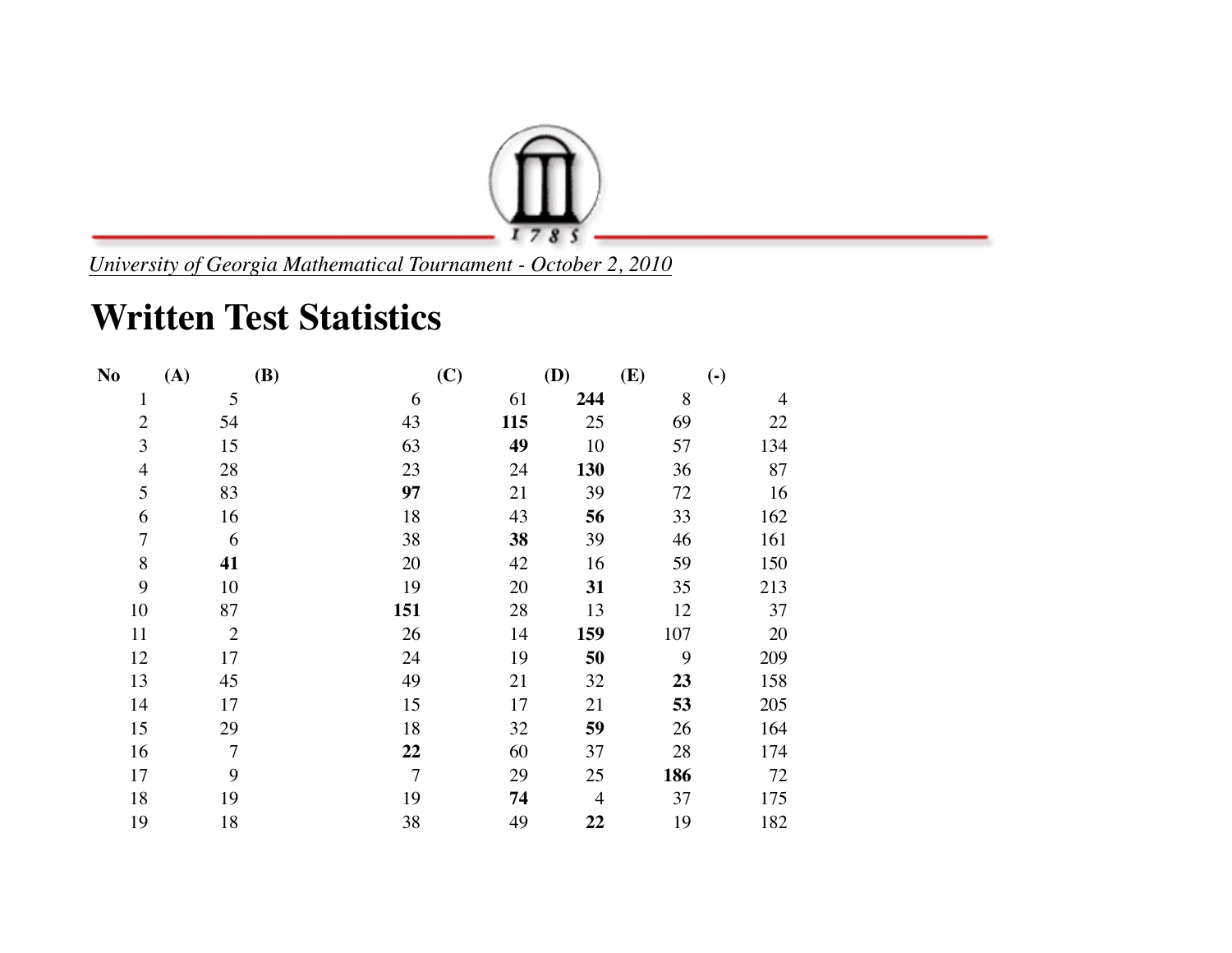*University of Georgia Mathematical Tournament - October 2, 2010*

# Written Test Statistics

| No | (A) | (B) | (C) | (D) | (E) | (-) |
|---|---|---|---|---|---|---|
| 1 | 5 | 6 | 61 | **244** | 8 | 4 |
| 2 | 54 | 43 | **115** | 25 | 69 | 22 |
| 3 | 15 | 63 | **49** | 10 | 57 | 134 |
| 4 | 28 | 23 | 24 | **130** | 36 | 87 |
| 5 | 83 | **97** | 21 | 39 | 72 | 16 |
| 6 | 16 | 18 | 43 | **56** | 33 | 162 |
| 7 | 6 | 38 | **38** | 39 | 46 | 161 |
| 8 | **41** | 20 | 42 | 16 | 59 | 150 |
| 9 | 10 | 19 | 20 | **31** | 35 | 213 |
| 10 | 87 | **151** | 28 | 13 | 12 | 37 |
| 11 | 2 | 26 | 14 | **159** | 107 | 20 |
| 12 | 17 | 24 | 19 | **50** | 9 | 209 |
| 13 | 45 | 49 | 21 | 32 | **23** | 158 |
| 14 | 17 | 15 | 17 | 21 | **53** | 205 |
| 15 | 29 | 18 | 32 | **59** | 26 | 164 |
| 16 | 7 | **22** | 60 | 37 | 28 | 174 |
| 17 | 9 | 7 | 29 | 25 | **186** | 72 |
| 18 | 19 | 19 | **74** | 4 | 37 | 175 |
| 19 | 18 | 38 | 49 | **22** | 19 | 182 |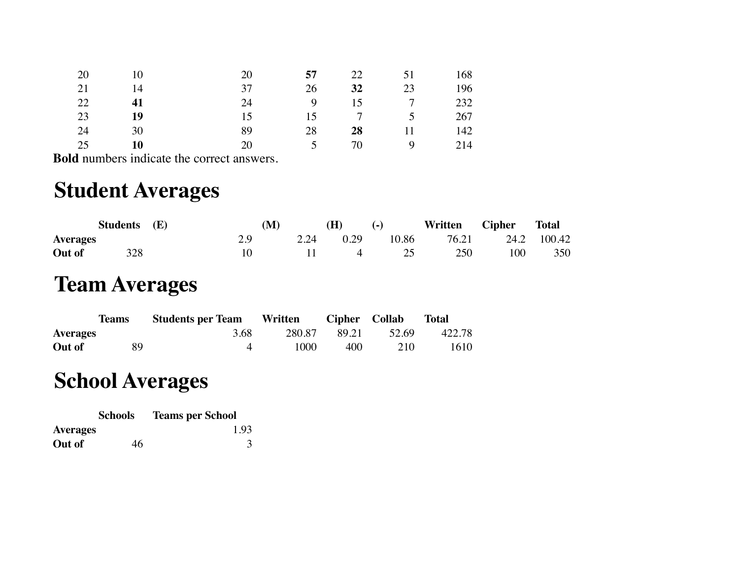| | | | | | | |
|---|---|---|---|---|---|---|
| 20 | 10 | 20 | **57** | 22 | 51 | 168 |
| 21 | 14 | 37 | 26 | **32** | 23 | 196 |
| 22 | **41** | 24 | 9 | 15 | 7 | 232 |
| 23 | **19** | 15 | 15 | 7 | 5 | 267 |
| 24 | 30 | 89 | 28 | **28** | 11 | 142 |
| 25 | **10** | 20 | 5 | 70 | 9 | 214 |

**Bold** numbers indicate the correct answers.

# Student Averages

| | Students | (E) | (M) | (H) | (-) | Written | Cipher | Total |
|---|---|---|---|---|---|---|---|---|
| **Averages** | | 2.9 | 2.24 | 0.29 | 10.86 | 76.21 | 24.2 | 100.42 |
| **Out of** | 328 | 10 | 11 | 4 | 25 | 250 | 100 | 350 |

# Team Averages

| | Teams | Students per Team | Written | Cipher | Collab | Total |
|---|---|---|---|---|---|---|
| **Averages** | | 3.68 | 280.87 | 89.21 | 52.69 | 422.78 |
| **Out of** | 89 | 4 | 1000 | 400 | 210 | 1610 |

# School Averages

| | Schools | Teams per School |
|---|---|---|
| **Averages** | | 1.93 |
| **Out of** | 46 | 3 |